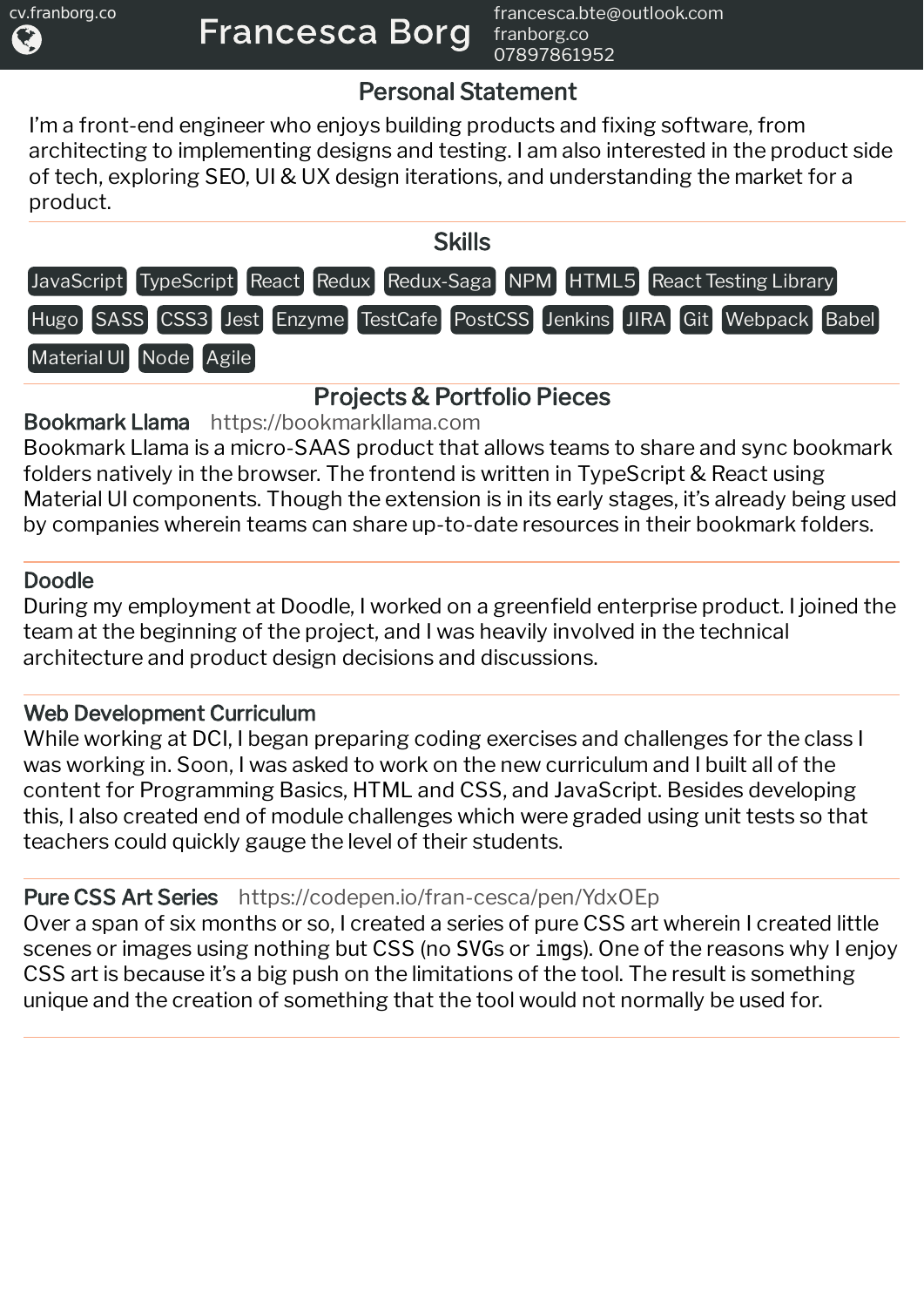cv.franborg.co

# Francesca Borg

francesca.bte@outlook.com
franborg.co
07897861952

## Personal Statement

I'm a front-end engineer who enjoys building products and fixing software, from architecting to implementing designs and testing. I am also interested in the product side of tech, exploring SEO, UI & UX design iterations, and understanding the market for a product.

## Skills

JavaScript · TypeScript · React · Redux · Redux-Saga · NPM · HTML5 · React Testing Library · Hugo · SASS · CSS3 · Jest · Enzyme · TestCafe · PostCSS · Jenkins · JIRA · Git · Webpack · Babel · Material UI · Node · Agile

## Projects & Portfolio Pieces

### Bookmark Llama — https://bookmarkllama.com

Bookmark Llama is a micro-SAAS product that allows teams to share and sync bookmark folders natively in the browser. The frontend is written in TypeScript & React using Material UI components. Though the extension is in its early stages, it's already being used by companies wherein teams can share up-to-date resources in their bookmark folders.

### Doodle

During my employment at Doodle, I worked on a greenfield enterprise product. I joined the team at the beginning of the project, and I was heavily involved in the technical architecture and product design decisions and discussions.

### Web Development Curriculum

While working at DCI, I began preparing coding exercises and challenges for the class I was working in. Soon, I was asked to work on the new curriculum and I built all of the content for Programming Basics, HTML and CSS, and JavaScript. Besides developing this, I also created end of module challenges which were graded using unit tests so that teachers could quickly gauge the level of their students.

### Pure CSS Art Series — https://codepen.io/fran-cesca/pen/YdxOEp

Over a span of six months or so, I created a series of pure CSS art wherein I created little scenes or images using nothing but CSS (no `SVG`s or `img`s). One of the reasons why I enjoy CSS art is because it's a big push on the limitations of the tool. The result is something unique and the creation of something that the tool would not normally be used for.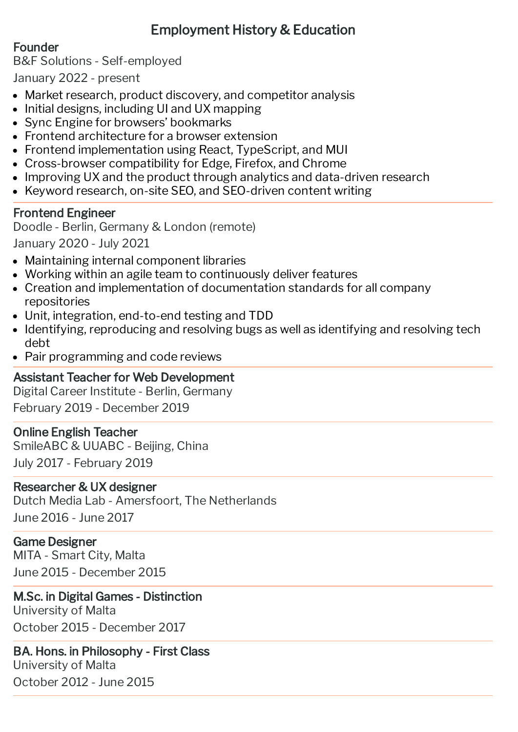## Employment History & Education

### Founder

B&F Solutions - Self-employed

January 2022 - present

- Market research, product discovery, and competitor analysis
- Initial designs, including UI and UX mapping
- Sync Engine for browsers' bookmarks
- Frontend architecture for a browser extension
- Frontend implementation using React, TypeScript, and MUI
- Cross-browser compatibility for Edge, Firefox, and Chrome
- Improving UX and the product through analytics and data-driven research
- Keyword research, on-site SEO, and SEO-driven content writing

---

### Frontend Engineer

Doodle - Berlin, Germany & London (remote)

January 2020 - July 2021

- Maintaining internal component libraries
- Working within an agile team to continuously deliver features
- Creation and implementation of documentation standards for all company repositories
- Unit, integration, end-to-end testing and TDD
- Identifying, reproducing and resolving bugs as well as identifying and resolving tech debt
- Pair programming and code reviews

---

### Assistant Teacher for Web Development

Digital Career Institute - Berlin, Germany

February 2019 - December 2019

---

### Online English Teacher

SmileABC & UUABC - Beijing, China

July 2017 - February 2019

---

### Researcher & UX designer

Dutch Media Lab - Amersfoort, The Netherlands

June 2016 - June 2017

---

### Game Designer

MITA - Smart City, Malta

June 2015 - December 2015

---

### M.Sc. in Digital Games - Distinction

University of Malta

October 2015 - December 2017

---

### BA. Hons. in Philosophy - First Class

University of Malta

October 2012 - June 2015